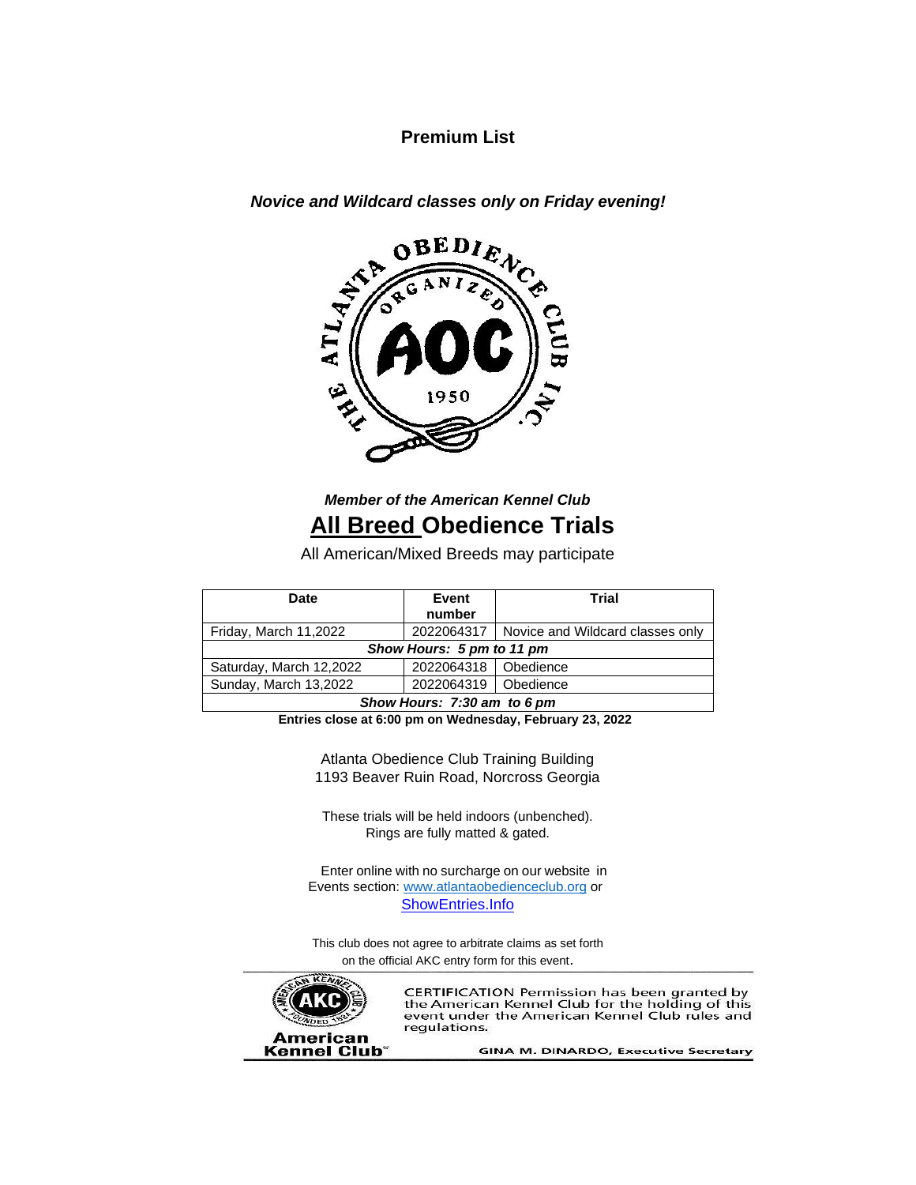# Premium List

***Novice and Wildcard classes only on Friday evening!***

***Member of the American Kennel Club***

## All Breed Obedience Trials

All American/Mixed Breeds may participate

| Date | Event number | Trial |
|---|---|---|
| Friday, March 11,2022 | 2022064317 | Novice and Wildcard classes only |
| ***Show Hours: 5 pm to 11 pm*** | | |
| Saturday, March 12,2022 | 2022064318 | Obedience |
| Sunday, March 13,2022 | 2022064319 | Obedience |
| ***Show Hours: 7:30 am to 6 pm*** | | |

**Entries close at 6:00 pm on Wednesday, February 23, 2022**

Atlanta Obedience Club Training Building
1193 Beaver Ruin Road, Norcross Georgia

These trials will be held indoors (unbenched).
Rings are fully matted & gated.

Enter online with no surcharge on our website in Events section: www.atlantaobedienceclub.org or ShowEntries.Info

This club does not agree to arbitrate claims as set forth on the official AKC entry form for this event.

CERTIFICATION Permission has been granted by the American Kennel Club for the holding of this event under the American Kennel Club rules and regulations.

GINA M. DINARDO, Executive Secretary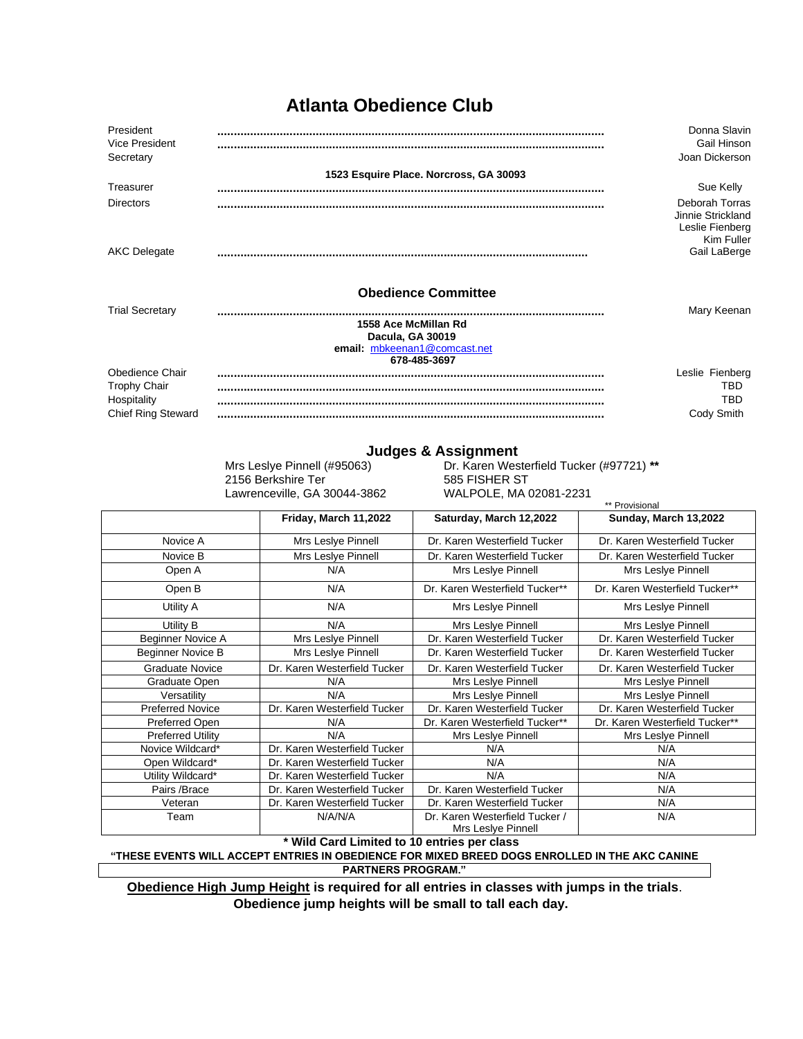# Atlanta Obedience Club

President ........................................ Donna Slavin
Vice President ........................................ Gail Hinson
Secretary ........................................ Joan Dickerson

**1523 Esquire Place. Norcross, GA 30093**

Treasurer ........................................ Sue Kelly
Directors ........................................ Deborah Torras
Jinnie Strickland
Leslie Fienberg
Kim Fuller
AKC Delegate ........................................ Gail LaBerge

## Obedience Committee

Trial Secretary ........................................ Mary Keenan

**1558 Ace McMillan Rd**
**Dacula, GA 30019**
**email:** mbkeenan1@comcast.net
**678-485-3697**

Obedience Chair ........................................ Leslie Fienberg
Trophy Chair ........................................ TBD
Hospitality ........................................ TBD
Chief Ring Steward ........................................ Cody Smith

## Judges & Assignment

Mrs Leslye Pinnell (#95063)
2156 Berkshire Ter
Lawrenceville, GA 30044-3862

Dr. Karen Westerfield Tucker (#97721) **
585 FISHER ST
WALPOLE, MA 02081-2231

** Provisional

| | Friday, March 11,2022 | Saturday, March 12,2022 | Sunday, March 13,2022 |
|---|---|---|---|
| Novice A | Mrs Leslye Pinnell | Dr. Karen Westerfield Tucker | Dr. Karen Westerfield Tucker |
| Novice B | Mrs Leslye Pinnell | Dr. Karen Westerfield Tucker | Dr. Karen Westerfield Tucker |
| Open A | N/A | Mrs Leslye Pinnell | Mrs Leslye Pinnell |
| Open B | N/A | Dr. Karen Westerfield Tucker** | Dr. Karen Westerfield Tucker** |
| Utility A | N/A | Mrs Leslye Pinnell | Mrs Leslye Pinnell |
| Utility B | N/A | Mrs Leslye Pinnell | Mrs Leslye Pinnell |
| Beginner Novice A | Mrs Leslye Pinnell | Dr. Karen Westerfield Tucker | Dr. Karen Westerfield Tucker |
| Beginner Novice B | Mrs Leslye Pinnell | Dr. Karen Westerfield Tucker | Dr. Karen Westerfield Tucker |
| Graduate Novice | Dr. Karen Westerfield Tucker | Dr. Karen Westerfield Tucker | Dr. Karen Westerfield Tucker |
| Graduate Open | N/A | Mrs Leslye Pinnell | Mrs Leslye Pinnell |
| Versatility | N/A | Mrs Leslye Pinnell | Mrs Leslye Pinnell |
| Preferred Novice | Dr. Karen Westerfield Tucker | Dr. Karen Westerfield Tucker | Dr. Karen Westerfield Tucker |
| Preferred Open | N/A | Dr. Karen Westerfield Tucker** | Dr. Karen Westerfield Tucker** |
| Preferred Utility | N/A | Mrs Leslye Pinnell | Mrs Leslye Pinnell |
| Novice Wildcard* | Dr. Karen Westerfield Tucker | N/A | N/A |
| Open Wildcard* | Dr. Karen Westerfield Tucker | N/A | N/A |
| Utility Wildcard* | Dr. Karen Westerfield Tucker | N/A | N/A |
| Pairs /Brace | Dr. Karen Westerfield Tucker | Dr. Karen Westerfield Tucker | N/A |
| Veteran | Dr. Karen Westerfield Tucker | Dr. Karen Westerfield Tucker | N/A |
| Team | N/A/N/A | Dr. Karen Westerfield Tucker / Mrs Leslye Pinnell | N/A |

**\* Wild Card Limited to 10 entries per class**

**"THESE EVENTS WILL ACCEPT ENTRIES IN OBEDIENCE FOR MIXED BREED DOGS ENROLLED IN THE AKC CANINE PARTNERS PROGRAM."**

**<u>Obedience High Jump Height</u> is required for all entries in classes with jumps in the trials. Obedience jump heights will be small to tall each day.**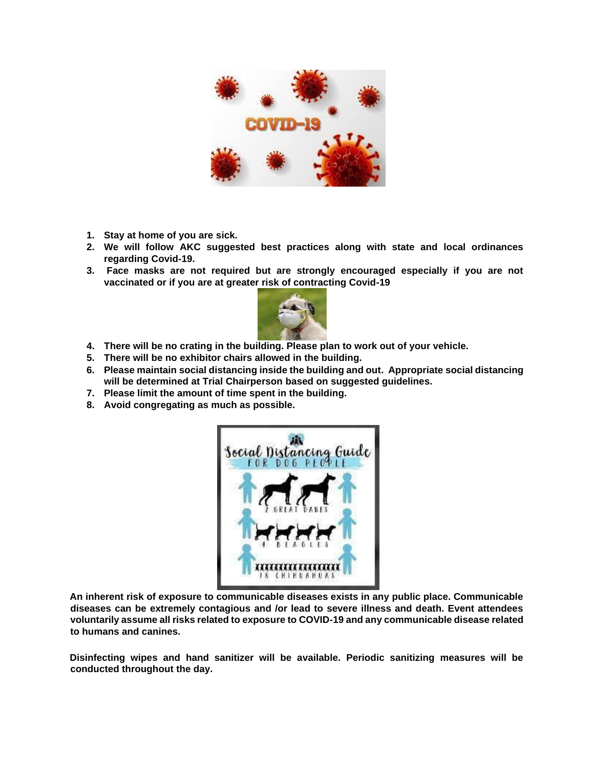1. **Stay at home of you are sick.**
2. **We will follow AKC suggested best practices along with state and local ordinances regarding Covid-19.**
3. **Face masks are not required but are strongly encouraged especially if you are not vaccinated or if you are at greater risk of contracting Covid-19**
4. **There will be no crating in the building. Please plan to work out of your vehicle.**
5. **There will be no exhibitor chairs allowed in the building.**
6. **Please maintain social distancing inside the building and out. Appropriate social distancing will be determined at Trial Chairperson based on suggested guidelines.**
7. **Please limit the amount of time spent in the building.**
8. **Avoid congregating as much as possible.**

**An inherent risk of exposure to communicable diseases exists in any public place. Communicable diseases can be extremely contagious and /or lead to severe illness and death. Event attendees voluntarily assume all risks related to exposure to COVID-19 and any communicable disease related to humans and canines.**

**Disinfecting wipes and hand sanitizer will be available. Periodic sanitizing measures will be conducted throughout the day.**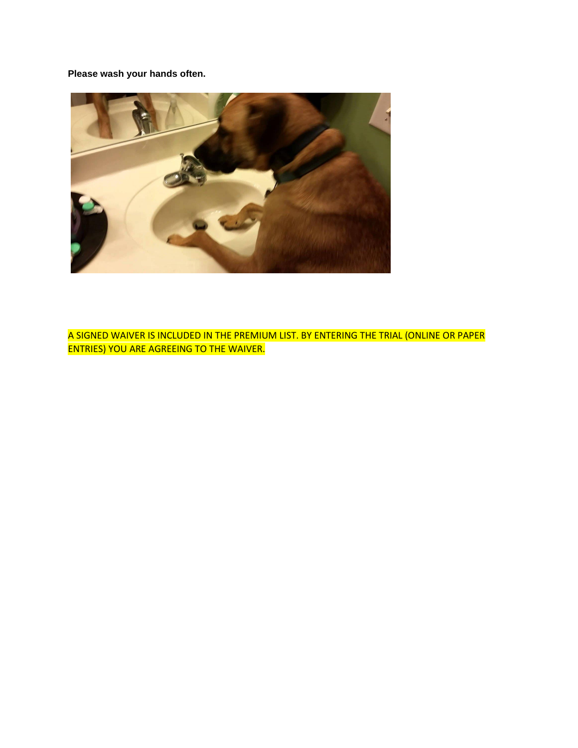**Please wash your hands often.**

A SIGNED WAIVER IS INCLUDED IN THE PREMIUM LIST. BY ENTERING THE TRIAL (ONLINE OR PAPER ENTRIES) YOU ARE AGREEING TO THE WAIVER.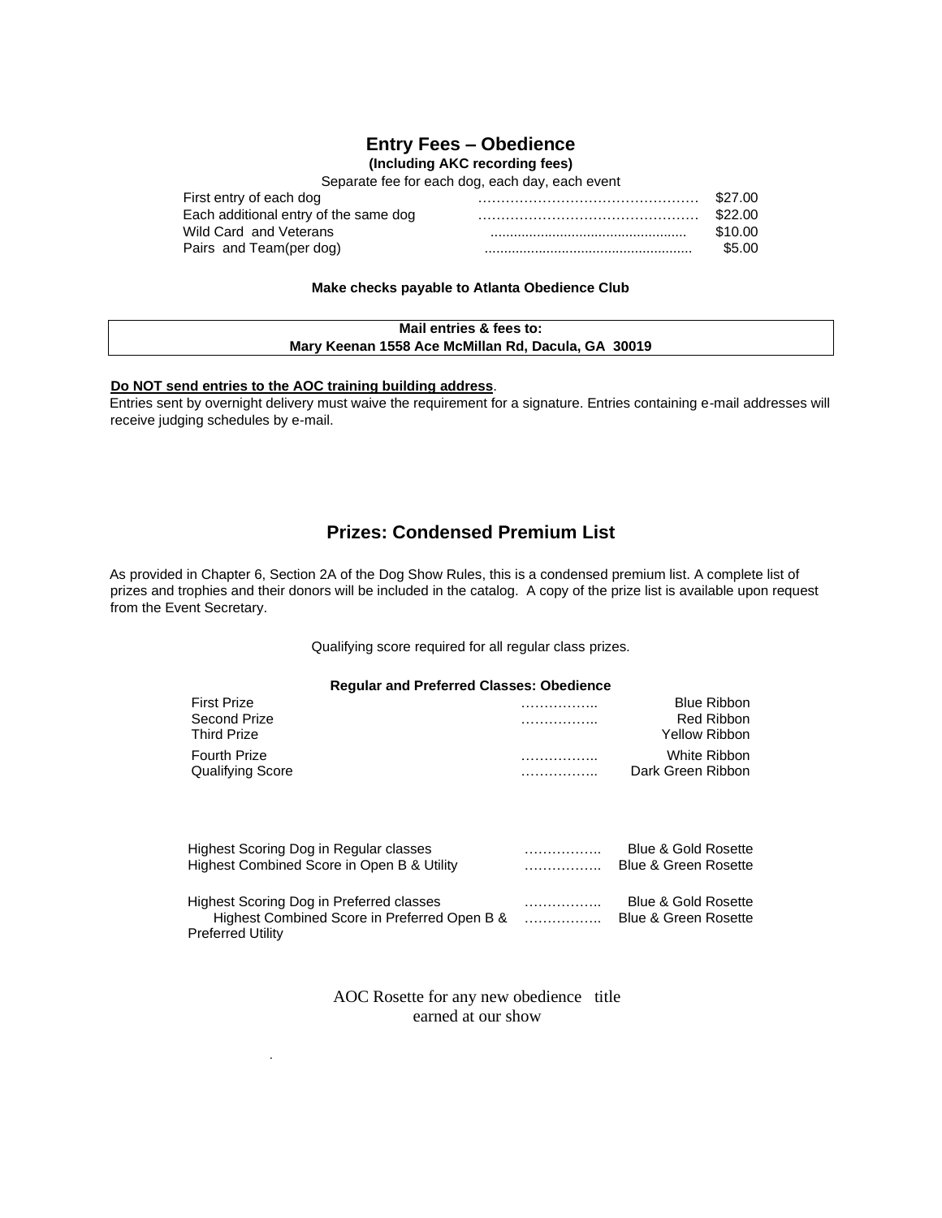## Entry Fees – Obedience

**(Including AKC recording fees)**

Separate fee for each dog, each day, each event

| | |
|---|---|
| First entry of each dog | $27.00 |
| Each additional entry of the same dog | $22.00 |
| Wild Card and Veterans | $10.00 |
| Pairs and Team(per dog) | $5.00 |

**Make checks payable to Atlanta Obedience Club**

**Mail entries & fees to:**
**Mary Keenan 1558 Ace McMillan Rd, Dacula, GA 30019**

**<u>Do NOT send entries to the AOC training building address</u>**.
Entries sent by overnight delivery must waive the requirement for a signature. Entries containing e-mail addresses will receive judging schedules by e-mail.

## Prizes: Condensed Premium List

As provided in Chapter 6, Section 2A of the Dog Show Rules, this is a condensed premium list. A complete list of prizes and trophies and their donors will be included in the catalog. A copy of the prize list is available upon request from the Event Secretary.

Qualifying score required for all regular class prizes.

**Regular and Preferred Classes: Obedience**

| | |
|---|---|
| First Prize | Blue Ribbon |
| Second Prize | Red Ribbon |
| Third Prize | Yellow Ribbon |
| Fourth Prize | White Ribbon |
| Qualifying Score | Dark Green Ribbon |

| | |
|---|---|
| Highest Scoring Dog in Regular classes | Blue & Gold Rosette |
| Highest Combined Score in Open B & Utility | Blue & Green Rosette |
| Highest Scoring Dog in Preferred classes | Blue & Gold Rosette |
| Highest Combined Score in Preferred Open B & Preferred Utility | Blue & Green Rosette |

AOC Rosette for any new obedience title earned at our show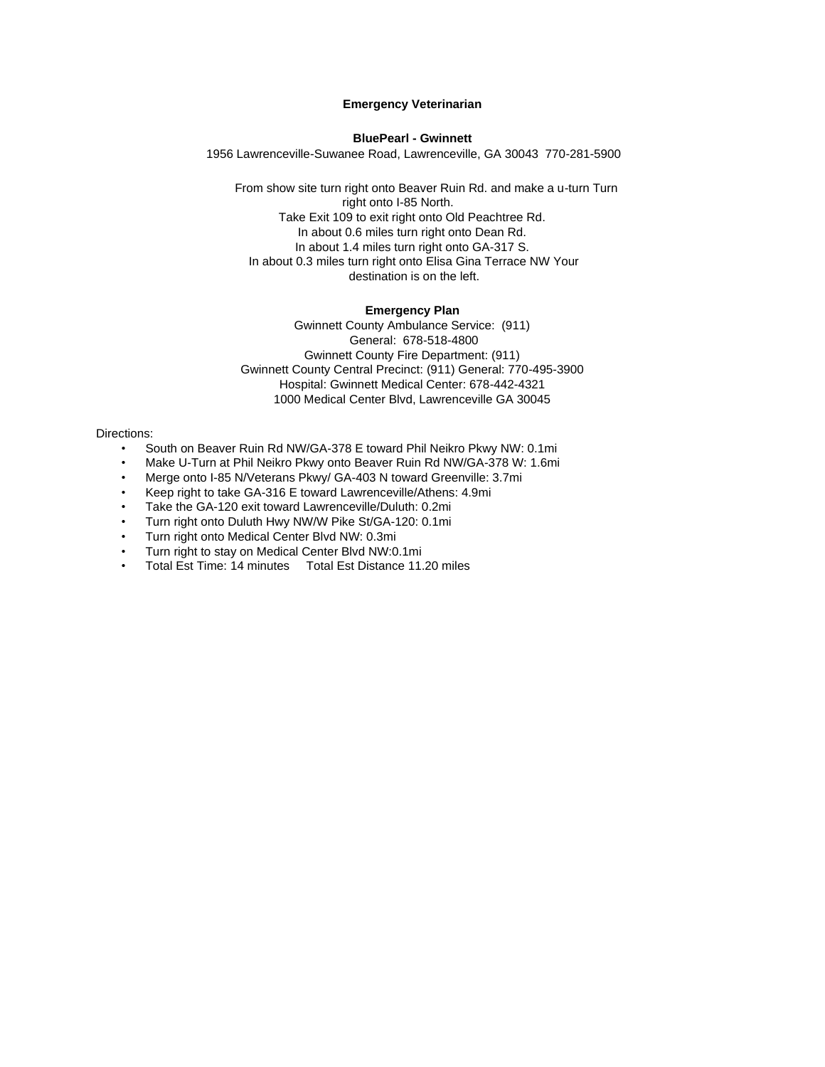**Emergency Veterinarian**

**BluePearl - Gwinnett**

1956 Lawrenceville-Suwanee Road, Lawrenceville, GA 30043 770-281-5900

From show site turn right onto Beaver Ruin Rd. and make a u-turn Turn right onto I-85 North.
Take Exit 109 to exit right onto Old Peachtree Rd.
In about 0.6 miles turn right onto Dean Rd.
In about 1.4 miles turn right onto GA-317 S.
In about 0.3 miles turn right onto Elisa Gina Terrace NW Your destination is on the left.

**Emergency Plan**

Gwinnett County Ambulance Service: (911)
General: 678-518-4800
Gwinnett County Fire Department: (911)
Gwinnett County Central Precinct: (911) General: 770-495-3900
Hospital: Gwinnett Medical Center: 678-442-4321
1000 Medical Center Blvd, Lawrenceville GA 30045

Directions:

- South on Beaver Ruin Rd NW/GA-378 E toward Phil Neikro Pkwy NW: 0.1mi
- Make U-Turn at Phil Neikro Pkwy onto Beaver Ruin Rd NW/GA-378 W: 1.6mi
- Merge onto I-85 N/Veterans Pkwy/ GA-403 N toward Greenville: 3.7mi
- Keep right to take GA-316 E toward Lawrenceville/Athens: 4.9mi
- Take the GA-120 exit toward Lawrenceville/Duluth: 0.2mi
- Turn right onto Duluth Hwy NW/W Pike St/GA-120: 0.1mi
- Turn right onto Medical Center Blvd NW: 0.3mi
- Turn right to stay on Medical Center Blvd NW:0.1mi
- Total Est Time: 14 minutes Total Est Distance 11.20 miles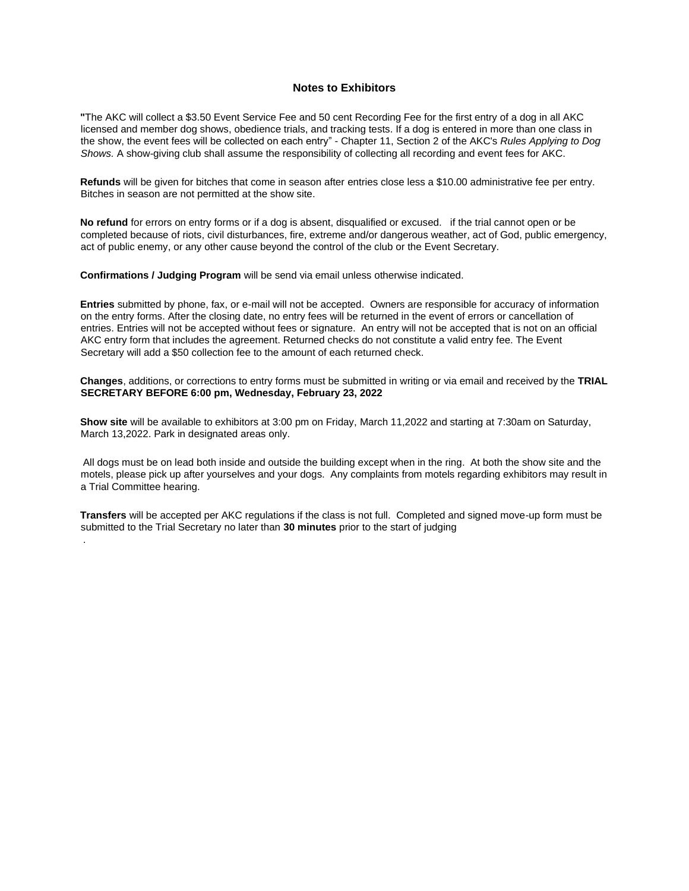## Notes to Exhibitors

"The AKC will collect a $3.50 Event Service Fee and 50 cent Recording Fee for the first entry of a dog in all AKC licensed and member dog shows, obedience trials, and tracking tests. If a dog is entered in more than one class in the show, the event fees will be collected on each entry" - Chapter 11, Section 2 of the AKC's *Rules Applying to Dog Shows.* A show-giving club shall assume the responsibility of collecting all recording and event fees for AKC.

**Refunds** will be given for bitches that come in season after entries close less a $10.00 administrative fee per entry. Bitches in season are not permitted at the show site.

**No refund** for errors on entry forms or if a dog is absent, disqualified or excused. if the trial cannot open or be completed because of riots, civil disturbances, fire, extreme and/or dangerous weather, act of God, public emergency, act of public enemy, or any other cause beyond the control of the club or the Event Secretary.

**Confirmations / Judging Program** will be send via email unless otherwise indicated.

**Entries** submitted by phone, fax, or e-mail will not be accepted. Owners are responsible for accuracy of information on the entry forms. After the closing date, no entry fees will be returned in the event of errors or cancellation of entries. Entries will not be accepted without fees or signature. An entry will not be accepted that is not on an official AKC entry form that includes the agreement. Returned checks do not constitute a valid entry fee. The Event Secretary will add a $50 collection fee to the amount of each returned check.

**Changes**, additions, or corrections to entry forms must be submitted in writing or via email and received by the **TRIAL SECRETARY BEFORE 6:00 pm, Wednesday, February 23, 2022**

**Show site** will be available to exhibitors at 3:00 pm on Friday, March 11,2022 and starting at 7:30am on Saturday, March 13,2022. Park in designated areas only.

All dogs must be on lead both inside and outside the building except when in the ring. At both the show site and the motels, please pick up after yourselves and your dogs. Any complaints from motels regarding exhibitors may result in a Trial Committee hearing.

**Transfers** will be accepted per AKC regulations if the class is not full. Completed and signed move-up form must be submitted to the Trial Secretary no later than **30 minutes** prior to the start of judging

.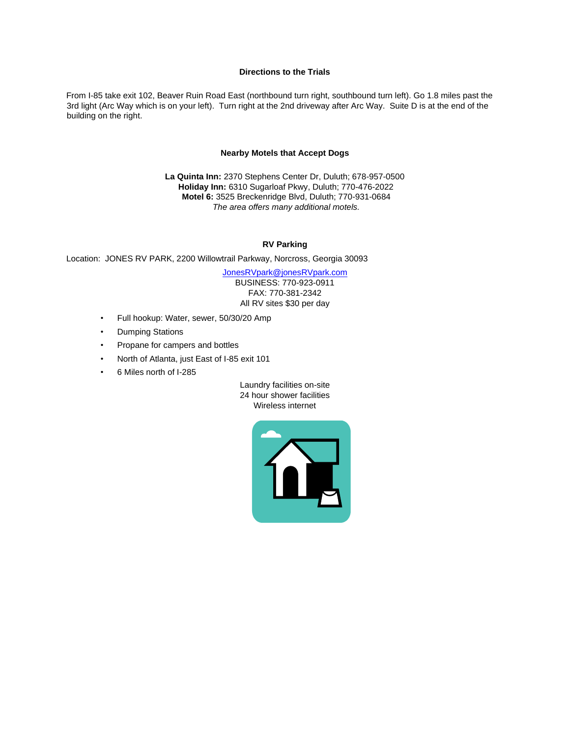## Directions to the Trials

From I-85 take exit 102, Beaver Ruin Road East (northbound turn right, southbound turn left). Go 1.8 miles past the 3rd light (Arc Way which is on your left). Turn right at the 2nd driveway after Arc Way. Suite D is at the end of the building on the right.

## Nearby Motels that Accept Dogs

**La Quinta Inn:** 2370 Stephens Center Dr, Duluth; 678-957-0500
**Holiday Inn:** 6310 Sugarloaf Pkwy, Duluth; 770-476-2022
**Motel 6:** 3525 Breckenridge Blvd, Duluth; 770-931-0684
*The area offers many additional motels.*

## RV Parking

Location: JONES RV PARK, 2200 Willowtrail Parkway, Norcross, Georgia 30093

JonesRVpark@jonesRVpark.com
BUSINESS: 770-923-0911
FAX: 770-381-2342
All RV sites $30 per day

- Full hookup: Water, sewer, 50/30/20 Amp
- Dumping Stations
- Propane for campers and bottles
- North of Atlanta, just East of I-85 exit 101
- 6 Miles north of I-285

Laundry facilities on-site
24 hour shower facilities
Wireless internet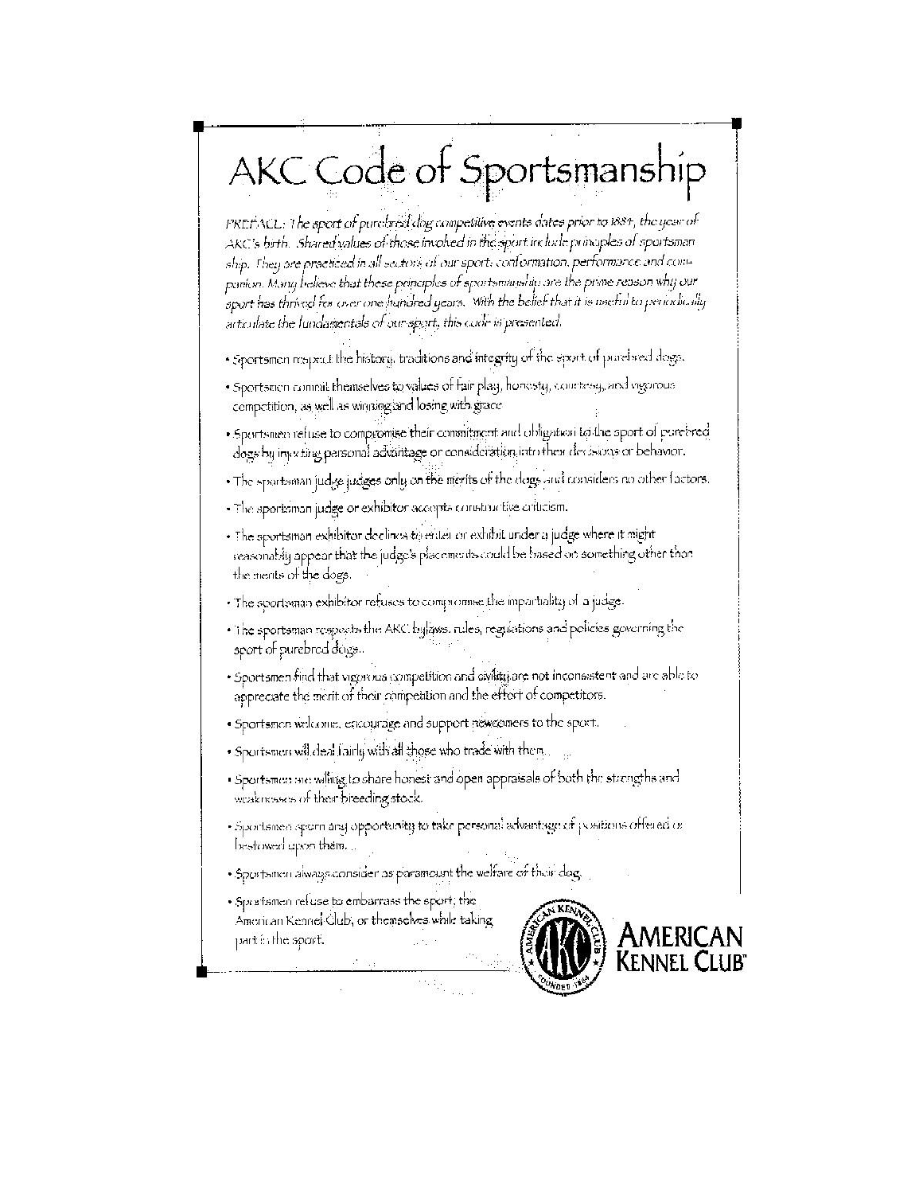# AKC Code of Sportsmanship

*PREFACE: The sport of purebred dog competitive events dates prior to 1884, the year of AKC's birth. Shared values of those involved in the sport include principles of sportsmanship. They are practiced in all sectors of our sport: conformation, performance and companion. Many believe that these principles of sportsmanship are the prime reason why our sport has thrived for over one hundred years. With the belief that it is useful to periodically articulate the fundamentals of our sport, this code is presented.*

- Sportsmen respect the history, traditions and integrity of the sport of purebred dogs.
- Sportsmen commit themselves to values of fair play, honesty, courtesy, and vigorous competition, as well as winning and losing with grace
- Sportsmen refuse to compromise their commitment and obligation to the sport of purebred dogs by injecting personal advantage or consideration into their decisions or behavior.
- The sportsman judge judges only on the merits of the dogs and considers no other factors.
- The sportsman judge or exhibitor accepts constructive criticism.
- The sportsman exhibitor declines to enter or exhibit under a judge where it might reasonably appear that the judge's placements could be based on something other than the merits of the dogs.
- The sportsman exhibitor refuses to compromise the impartiality of a judge.
- The sportsman respects the AKC bylaws, rules, regulations and policies governing the sport of purebred dogs.
- Sportsmen find that vigorous competition and civility are not inconsistent and are able to appreciate the merit of their competition and the effort of competitors.
- Sportsmen welcome, encourage and support newcomers to the sport.
- Sportsmen will deal fairly with all those who trade with them.
- Sportsmen are willing to share honest and open appraisals of both the strengths and weaknesses of their breeding stock.
- Sportsmen spurn any opportunity to take personal advantage of positions offered or bestowed upon them.
- Sportsmen always consider as paramount the welfare of their dog.
- Sportsmen refuse to embarrass the sport, the American Kennel Club, or themselves while taking part in the sport.

AMERICAN KENNEL CLUB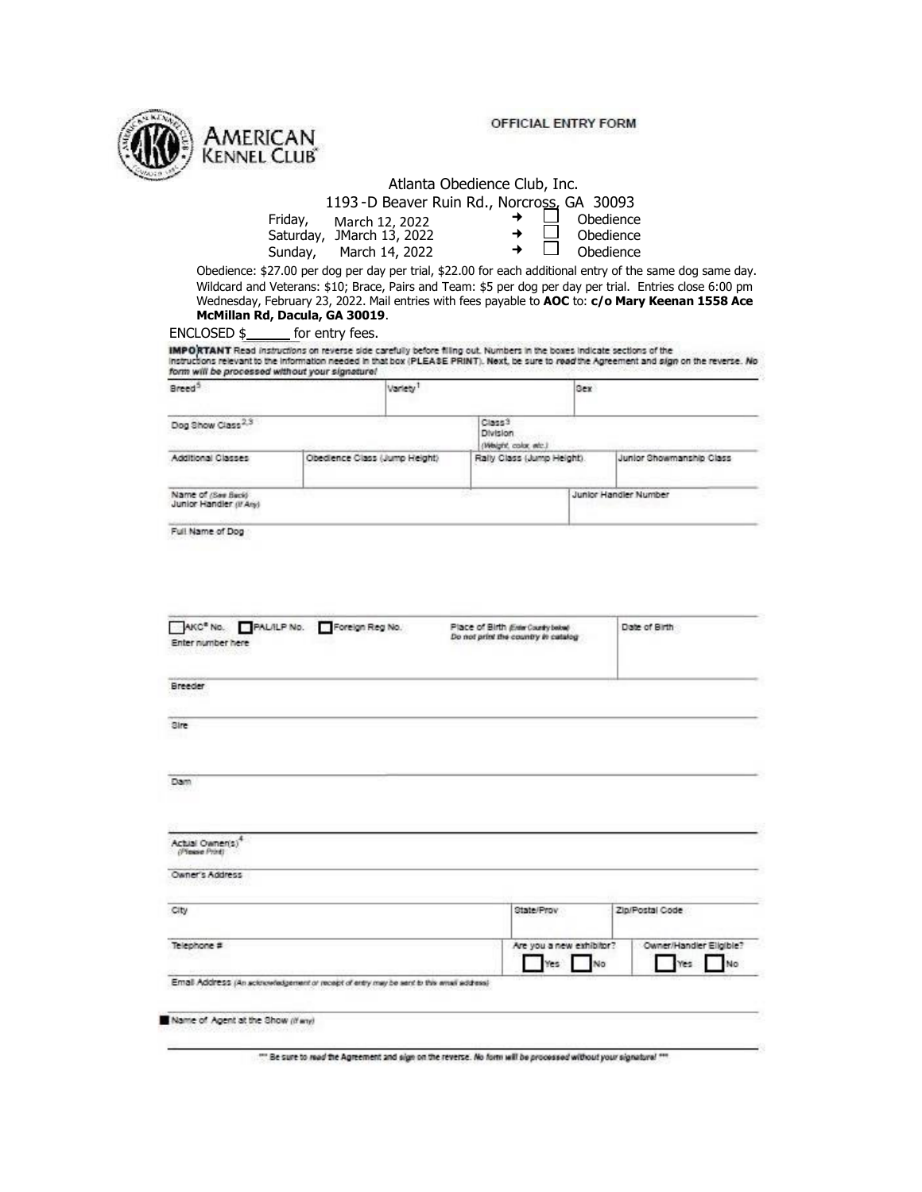AMERICAN KENNEL CLUB

OFFICIAL ENTRY FORM

Atlanta Obedience Club, Inc.

1193 -D Beaver Ruin Rd., Norcross, GA 30093

Friday, March 12, 2022 → ☐ Obedience

Saturday, JMarch 13, 2022 → ☐ Obedience

Sunday, March 14, 2022 → ☐ Obedience

Obedience: $27.00 per dog per day per trial, $22.00 for each additional entry of the same dog same day. Wildcard and Veterans: $10; Brace, Pairs and Team: $5 per dog per day per trial. Entries close 6:00 pm Wednesday, February 23, 2022. Mail entries with fees payable to **AOC** to: **c/o Mary Keenan 1558 Ace McMillan Rd, Dacula, GA 30019**.

ENCLOSED $______ for entry fees.

**IMPORTANT** Read instructions on reverse side carefully before filling out. Numbers in the boxes indicate sections of the instructions relevant to the information needed in that box (**PLEASE PRINT**). Next, be sure to *read* the Agreement and *sign* on the reverse. *No form will be processed without your signature!*

| Breed[5] | | Variety[1] | | Sex |
|---|---|---|---|---|
| Dog Show Class[2,3] | | | Class[3] Division (Weight, color, etc.) | |
| Additional Classes | Obedience Class (Jump Height) | | Rally Class (Jump Height) | Junior Showmanship Class |
| Name of (See Back) Junior Handler (If Any) | | | | Junior Handler Number |

Full Name of Dog

| ☐ AKC® No. ☐ PAL/ILP No. ☐ Foreign Reg No. Enter number here | Place of Birth (Enter Country below) Do not print the country in catalog | Date of Birth |
|---|---|---|

Breeder

Sire

Dam

Actual Owner(s)[4] (Please Print)

Owner's Address

| City | State/Prov | Zip/Postal Code |
|---|---|---|
| Telephone # | Are you a new exhibitor? ☐ Yes ☐ No | Owner/Handler Eligible? ☐ Yes ☐ No |

Email Address (An acknowledgement or receipt of entry may be sent to this email address)

Name of Agent at the Show (If any)

*** Be sure to *read* the Agreement and *sign* on the reverse. No form will be processed without your signature! ***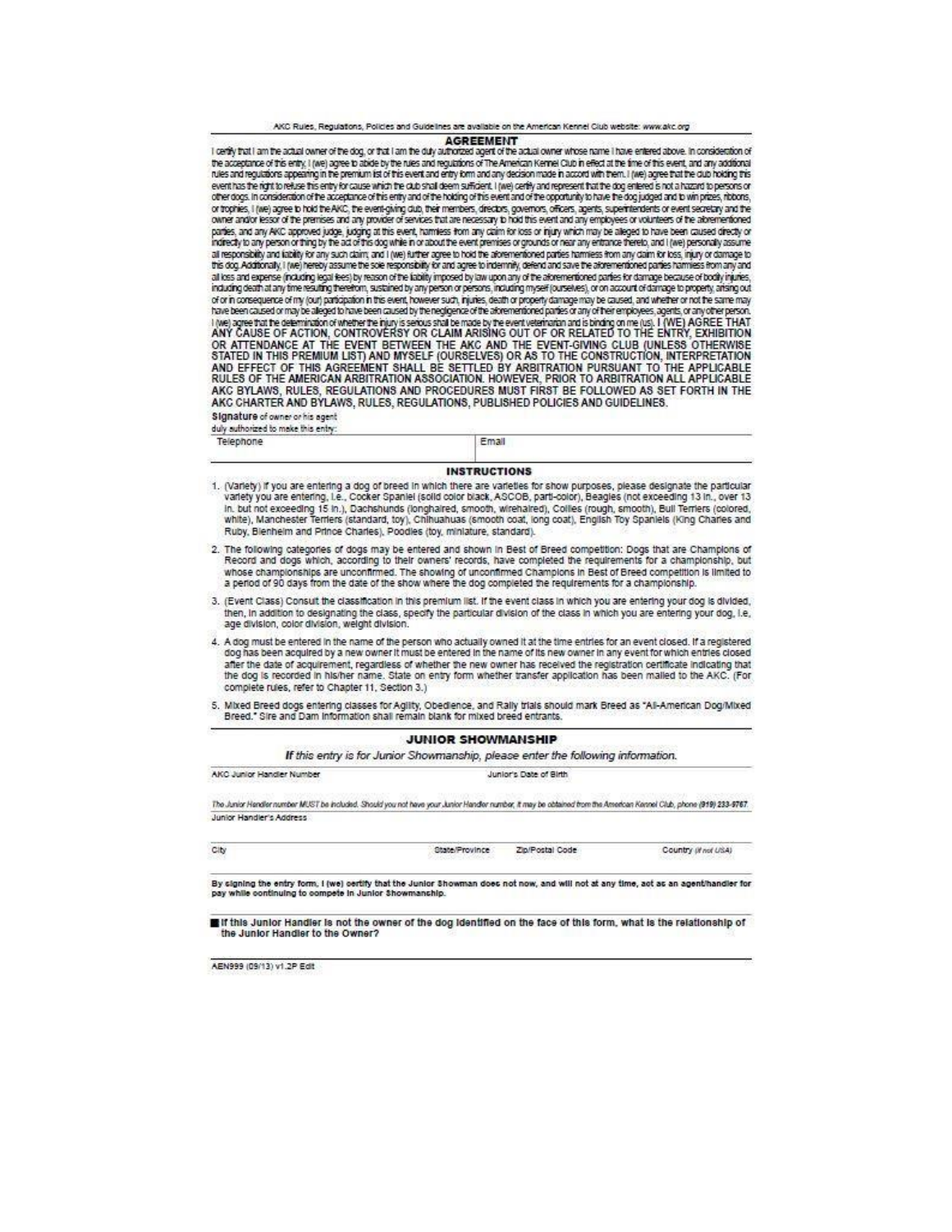AKC Rules, Regulations, Policies and Guidelines are available on the American Kennel Club website: www.akc.org

## AGREEMENT

I certify that I am the actual owner of the dog, or that I am the duly authorized agent of the actual owner whose name I have entered above. In consideration of the acceptance of this entry, I (we) agree to abide by the rules and regulations of The American Kennel Club in effect at the time of this event, and any additional rules and regulations appearing in the premium list of this event and entry form and any decision made in accord with them. I (we) agree that the club holding this event has the right to refuse this entry for cause which the club shall deem sufficient. I (we) certify and represent that the dog entered is not a hazard to persons or other dogs. In consideration of the acceptance of this entry and of the holding of this event and of the opportunity to have the dog judged and to win prizes, ribbons, or trophies, I (we) agree to hold the AKC, the event-giving club, their members, directors, governors, officers, agents, superintendents or event secretary and the owner and/or lessor of the premises and any provider of services that are necessary to hold this event and any employees or volunteers of the aforementioned parties, and any AKC approved judge, judging at this event, harmless from any claim for loss or injury which may be alleged to have been caused directly or indirectly to any person or thing by the act of this dog while in or about the event premises or grounds or near any entrance thereto, and I (we) personally assume all responsibility and liability for any such claim; and I (we) further agree to hold the aforementioned parties harmless from any claim for loss, injury or damage to this dog. Additionally, I (we) hereby assume the sole responsibility for and agree to indemnify, defend and save the aforementioned parties harmless from any and all loss and expense (including legal fees) by reason of the liability imposed by law upon any of the aforementioned parties for damage because of bodily injuries, including death at any time resulting therefrom, sustained by any person or persons, including myself (ourselves), or on account of damage to property, arising out of or in consequence of my (our) participation in this event, however such, injuries, death or property damage may be caused, and whether or not the same may have been caused or may be alleged to have been caused by the negligence of the aforementioned parties or any of their employees, agents, or any other person. I (we) agree that the determination of whether the injury is serious shall be made by the event veterinarian and is binding on me (us). I (WE) AGREE THAT ANY CAUSE OF ACTION, CONTROVERSY OR CLAIM ARISING OUT OF OR RELATED TO THE ENTRY, EXHIBITION OR ATTENDANCE AT THE EVENT BETWEEN THE AKC AND THE EVENT-GIVING CLUB (UNLESS OTHERWISE STATED IN THIS PREMIUM LIST) AND MYSELF (OURSELVES) OR AS TO THE CONSTRUCTION, INTERPRETATION AND EFFECT OF THIS AGREEMENT SHALL BE SETTLED BY ARBITRATION PURSUANT TO THE APPLICABLE RULES OF THE AMERICAN ARBITRATION ASSOCIATION. HOWEVER, PRIOR TO ARBITRATION ALL APPLICABLE AKC BYLAWS, RULES, REGULATIONS AND PROCEDURES MUST FIRST BE FOLLOWED AS SET FORTH IN THE AKC CHARTER AND BYLAWS, RULES, REGULATIONS, PUBLISHED POLICIES AND GUIDELINES.

**Signature** of owner or his agent duly authorized to make this entry:

Telephone | Email

## INSTRUCTIONS

1. (Variety) If you are entering a dog of breed in which there are varieties for show purposes, please designate the particular variety you are entering, i.e., Cocker Spaniel (solid color black, ASCOB, parti-color), Beagles (not exceeding 13 in., over 13 in. but not exceeding 15 in.), Dachshunds (longhaired, smooth, wirehaired), Collies (rough, smooth), Bull Terriers (colored, white), Manchester Terriers (standard, toy), Chihuahuas (smooth coat, long coat), English Toy Spaniels (King Charles and Ruby, Blenheim and Prince Charles), Poodles (toy, miniature, standard).
2. The following categories of dogs may be entered and shown in Best of Breed competition: Dogs that are Champions of Record and dogs which, according to their owners' records, have completed the requirements for a championship, but whose championships are unconfirmed. The showing of unconfirmed Champions in Best of Breed competition is limited to a period of 90 days from the date of the show where the dog completed the requirements for a championship.
3. (Event Class) Consult the classification in this premium list. If the event class in which you are entering your dog is divided, then, in addition to designating the class, specify the particular division of the class in which you are entering your dog, i.e, age division, color division, weight division.
4. A dog must be entered in the name of the person who actually owned it at the time entries for an event closed. If a registered dog has been acquired by a new owner it must be entered in the name of its new owner in any event for which entries closed after the date of acquirement, regardless of whether the new owner has received the registration certificate indicating that the dog is recorded in his/her name. State on entry form whether transfer application has been mailed to the AKC. (For complete rules, refer to Chapter 11, Section 3.)
5. Mixed Breed dogs entering classes for Agility, Obedience, and Rally trials should mark Breed as "All-American Dog/Mixed Breed." Sire and Dam information shall remain blank for mixed breed entrants.

## JUNIOR SHOWMANSHIP

*If this entry is for Junior Showmanship, please enter the following information.*

AKC Junior Handler Number | Junior's Date of Birth

*The Junior Handler number MUST be included. Should you not have your Junior Handler number, it may be obtained from the American Kennel Club, phone (919) 233-9767.*

Junior Handler's Address

City | State/Province | Zip/Postal Code | Country (if not USA)

**By signing the entry form, I (we) certify that the Junior Showman does not now, and will not at any time, act as an agent/handler for pay while continuing to compete in Junior Showmanship.**

**■ If this Junior Handler is not the owner of the dog identified on the face of this form, what is the relationship of the Junior Handler to the Owner?**

AEN999 (09/13) v1.2P Edit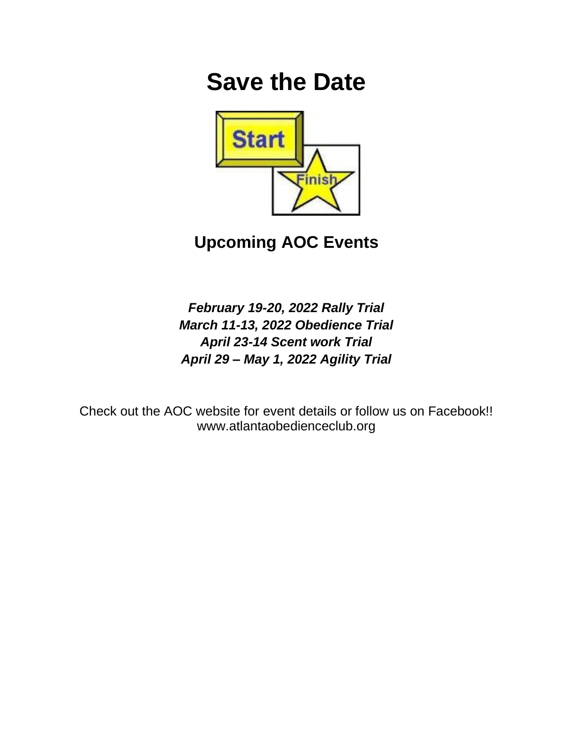# Save the Date

## Upcoming AOC Events

***February 19-20, 2022 Rally Trial***
***March 11-13, 2022 Obedience Trial***
***April 23-14 Scent work Trial***
***April 29 – May 1, 2022 Agility Trial***

Check out the AOC website for event details or follow us on Facebook!!
www.atlantaobedienceclub.org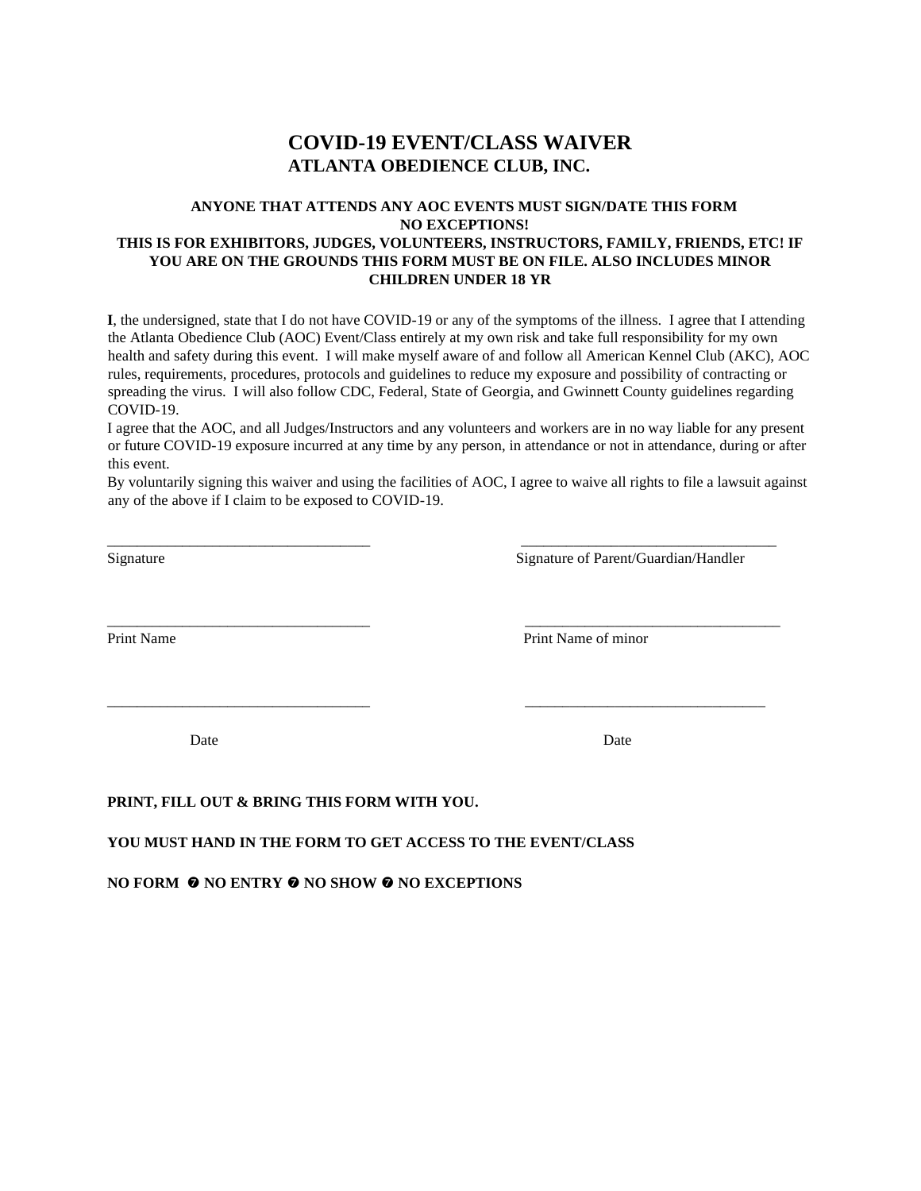# COVID-19 EVENT/CLASS WAIVER

## ATLANTA OBEDIENCE CLUB, INC.

**ANYONE THAT ATTENDS ANY AOC EVENTS MUST SIGN/DATE THIS FORM**
**NO EXCEPTIONS!**
**THIS IS FOR EXHIBITORS, JUDGES, VOLUNTEERS, INSTRUCTORS, FAMILY, FRIENDS, ETC! IF YOU ARE ON THE GROUNDS THIS FORM MUST BE ON FILE. ALSO INCLUDES MINOR CHILDREN UNDER 18 YR**

**I**, the undersigned, state that I do not have COVID-19 or any of the symptoms of the illness. I agree that I attending the Atlanta Obedience Club (AOC) Event/Class entirely at my own risk and take full responsibility for my own health and safety during this event. I will make myself aware of and follow all American Kennel Club (AKC), AOC rules, requirements, procedures, protocols and guidelines to reduce my exposure and possibility of contracting or spreading the virus. I will also follow CDC, Federal, State of Georgia, and Gwinnett County guidelines regarding COVID-19.

I agree that the AOC, and all Judges/Instructors and any volunteers and workers are in no way liable for any present or future COVID-19 exposure incurred at any time by any person, in attendance or not in attendance, during or after this event.

By voluntarily signing this waiver and using the facilities of AOC, I agree to waive all rights to file a lawsuit against any of the above if I claim to be exposed to COVID-19.

___________________________________ ___________________________________
Signature Signature of Parent/Guardian/Handler

___________________________________ ___________________________________
Print Name Print Name of minor

___________________________________ ___________________________________
Date Date

**PRINT, FILL OUT & BRING THIS FORM WITH YOU.**

**YOU MUST HAND IN THE FORM TO GET ACCESS TO THE EVENT/CLASS**

**NO FORM ❼ NO ENTRY ❼ NO SHOW ❼ NO EXCEPTIONS**